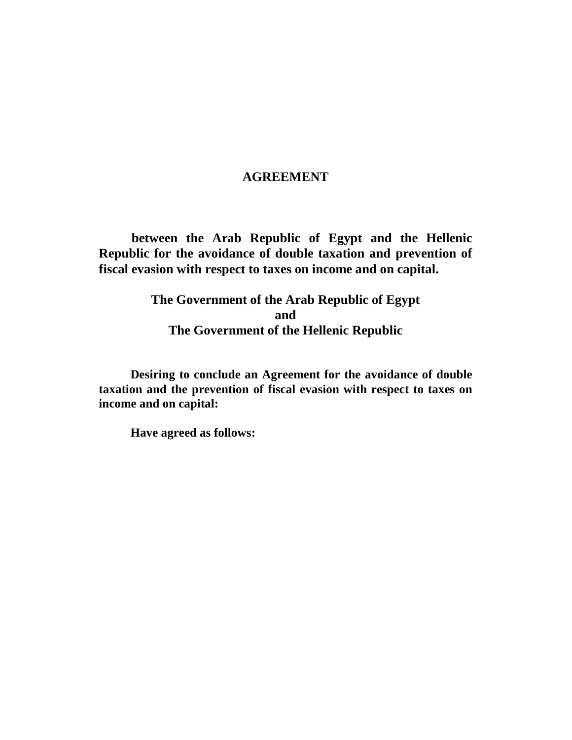# AGREEMENT

**between the Arab Republic of Egypt and the Hellenic Republic for the avoidance of double taxation and prevention of fiscal evasion with respect to taxes on income and on capital.**

**The Government of the Arab Republic of Egypt**
**and**
**The Government of the Hellenic Republic**

**Desiring to conclude an Agreement for the avoidance of double taxation and the prevention of fiscal evasion with respect to taxes on income and on capital:**

**Have agreed as follows:**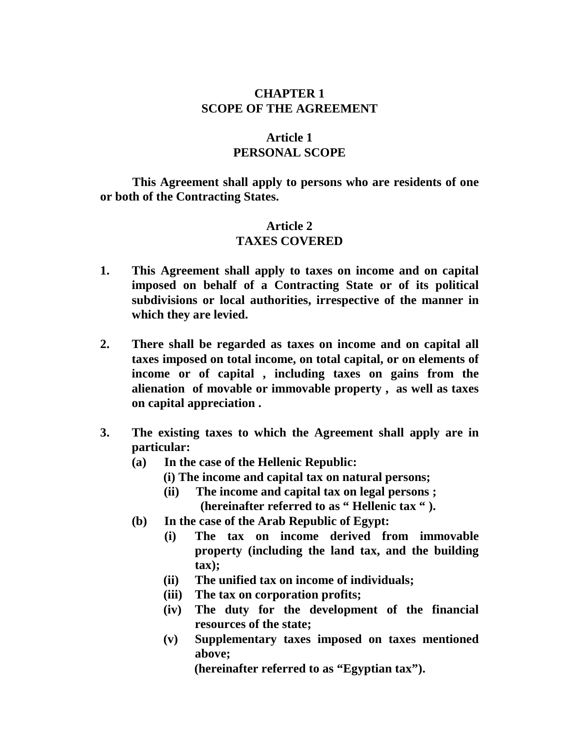## CHAPTER 1
## SCOPE OF THE AGREEMENT

### Article 1
### PERSONAL SCOPE

**This Agreement shall apply to persons who are residents of one or both of the Contracting States.**

### Article 2
### TAXES COVERED

1. **This Agreement shall apply to taxes on income and on capital imposed on behalf of a Contracting State or of its political subdivisions or local authorities, irrespective of the manner in which they are levied.**

2. **There shall be regarded as taxes on income and on capital all taxes imposed on total income, on total capital, or on elements of income or of capital , including taxes on gains from the alienation of movable or immovable property , as well as taxes on capital appreciation .**

3. **The existing taxes to which the Agreement shall apply are in particular:**
   - **(a) In the case of the Hellenic Republic:**
     - **(i) The income and capital tax on natural persons;**
     - **(ii) The income and capital tax on legal persons ;**

     **(hereinafter referred to as " Hellenic tax " ).**
   - **(b) In the case of the Arab Republic of Egypt:**
     - **(i) The tax on income derived from immovable property (including the land tax, and the building tax);**
     - **(ii) The unified tax on income of individuals;**
     - **(iii) The tax on corporation profits;**
     - **(iv) The duty for the development of the financial resources of the state;**
     - **(v) Supplementary taxes imposed on taxes mentioned above;**

     **(hereinafter referred to as "Egyptian tax").**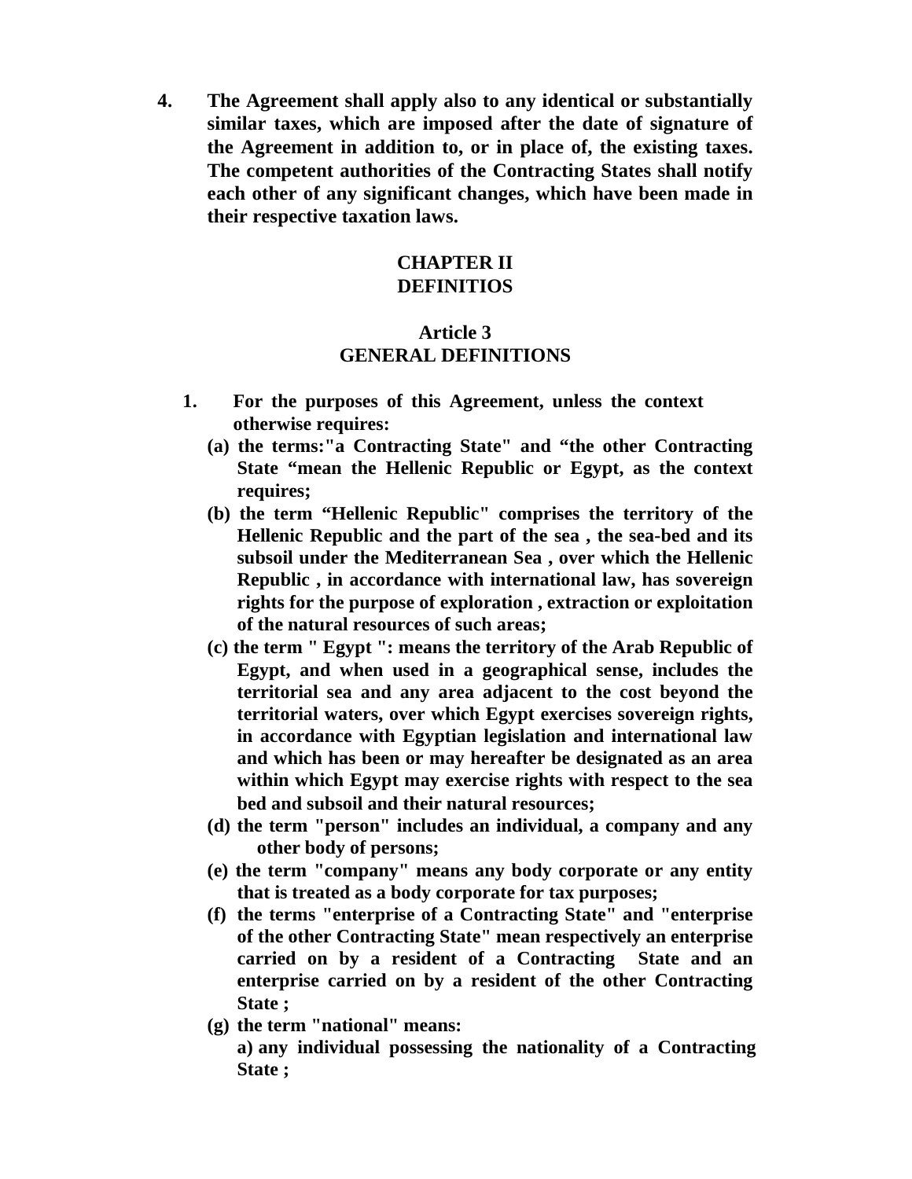4. **The Agreement shall apply also to any identical or substantially similar taxes, which are imposed after the date of signature of the Agreement in addition to, or in place of, the existing taxes. The competent authorities of the Contracting States shall notify each other of any significant changes, which have been made in their respective taxation laws.**

## CHAPTER II
## DEFINITIOS

### Article 3
### GENERAL DEFINITIONS

1. **For the purposes of this Agreement, unless the context otherwise requires:**
   - **(a) the terms:"a Contracting State" and “the other Contracting State “mean the Hellenic Republic or Egypt, as the context requires;**
   - **(b) the term “Hellenic Republic" comprises the territory of the Hellenic Republic and the part of the sea , the sea-bed and its subsoil under the Mediterranean Sea , over which the Hellenic Republic , in accordance with international law, has sovereign rights for the purpose of exploration , extraction or exploitation of the natural resources of such areas;**
   - **(c) the term " Egypt ": means the territory of the Arab Republic of Egypt, and when used in a geographical sense, includes the territorial sea and any area adjacent to the cost beyond the territorial waters, over which Egypt exercises sovereign rights, in accordance with Egyptian legislation and international law and which has been or may hereafter be designated as an area within which Egypt may exercise rights with respect to the sea bed and subsoil and their natural resources;**
   - **(d) the term "person" includes an individual, a company and any other body of persons;**
   - **(e) the term "company" means any body corporate or any entity that is treated as a body corporate for tax purposes;**
   - **(f) the terms "enterprise of a Contracting State" and "enterprise of the other Contracting State" mean respectively an enterprise carried on by a resident of a Contracting State and an enterprise carried on by a resident of the other Contracting State ;**
   - **(g) the term "national" means:**

     **a) any individual possessing the nationality of a Contracting State ;**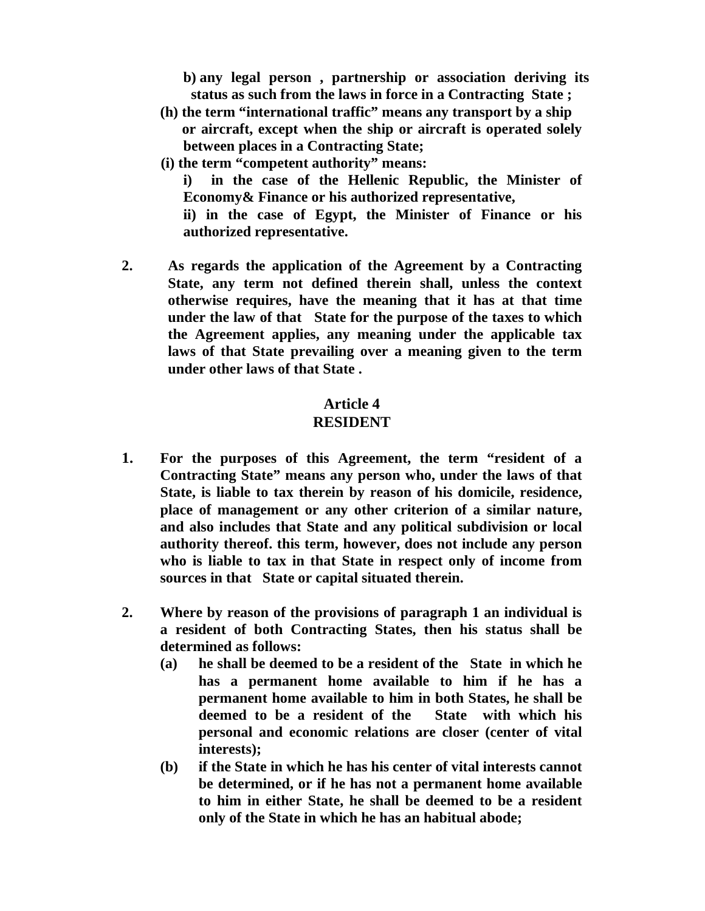b) any legal person , partnership or association deriving its status as such from the laws in force in a Contracting State ;

(h) the term “international traffic” means any transport by a ship or aircraft, except when the ship or aircraft is operated solely between places in a Contracting State;

(i) the term “competent authority” means:

i) in the case of the Hellenic Republic, the Minister of Economy& Finance or his authorized representative,

ii) in the case of Egypt, the Minister of Finance or his authorized representative.

2. As regards the application of the Agreement by a Contracting State, any term not defined therein shall, unless the context otherwise requires, have the meaning that it has at that time under the law of that State for the purpose of the taxes to which the Agreement applies, any meaning under the applicable tax laws of that State prevailing over a meaning given to the term under other laws of that State .

## Article 4
## RESIDENT

1. For the purposes of this Agreement, the term “resident of a Contracting State” means any person who, under the laws of that State, is liable to tax therein by reason of his domicile, residence, place of management or any other criterion of a similar nature, and also includes that State and any political subdivision or local authority thereof. this term, however, does not include any person who is liable to tax in that State in respect only of income from sources in that State or capital situated therein.

2. Where by reason of the provisions of paragraph 1 an individual is a resident of both Contracting States, then his status shall be determined as follows:

(a) he shall be deemed to be a resident of the State in which he has a permanent home available to him if he has a permanent home available to him in both States, he shall be deemed to be a resident of the State with which his personal and economic relations are closer (center of vital interests);

(b) if the State in which he has his center of vital interests cannot be determined, or if he has not a permanent home available to him in either State, he shall be deemed to be a resident only of the State in which he has an habitual abode;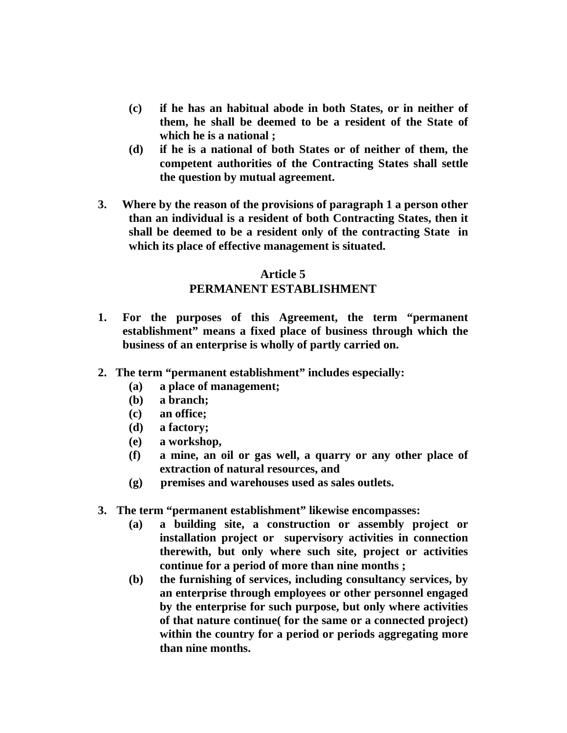**(c) if he has an habitual abode in both States, or in neither of them, he shall be deemed to be a resident of the State of which he is a national ;**

**(d) if he is a national of both States or of neither of them, the competent authorities of the Contracting States shall settle the question by mutual agreement.**

**3. Where by the reason of the provisions of paragraph 1 a person other than an individual is a resident of both Contracting States, then it shall be deemed to be a resident only of the contracting State in which its place of effective management is situated.**

## Article 5
## PERMANENT ESTABLISHMENT

**1. For the purposes of this Agreement, the term "permanent establishment" means a fixed place of business through which the business of an enterprise is wholly of partly carried on.**

**2. The term "permanent establishment" includes especially:**

**(a) a place of management;**

**(b) a branch;**

**(c) an office;**

**(d) a factory;**

**(e) a workshop,**

**(f) a mine, an oil or gas well, a quarry or any other place of extraction of natural resources, and**

**(g) premises and warehouses used as sales outlets.**

**3. The term "permanent establishment" likewise encompasses:**

**(a) a building site, a construction or assembly project or installation project or supervisory activities in connection therewith, but only where such site, project or activities continue for a period of more than nine months ;**

**(b) the furnishing of services, including consultancy services, by an enterprise through employees or other personnel engaged by the enterprise for such purpose, but only where activities of that nature continue( for the same or a connected project) within the country for a period or periods aggregating more than nine months.**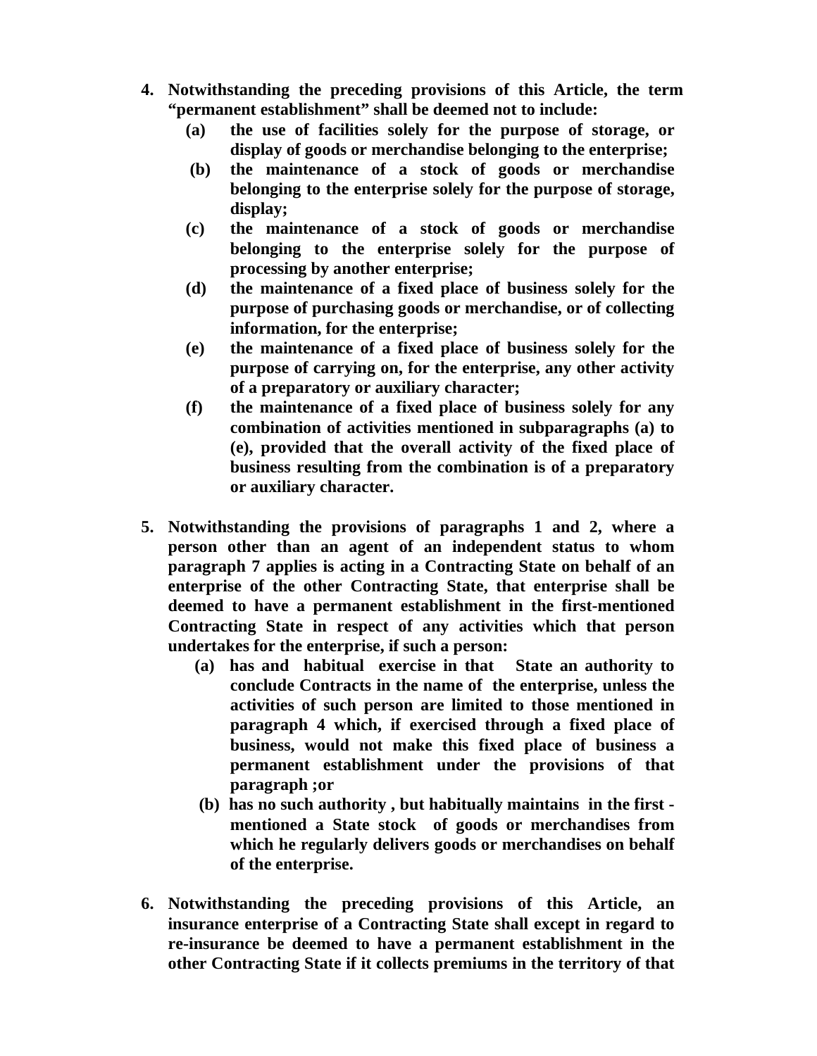4. **Notwithstanding the preceding provisions of this Article, the term “permanent establishment” shall be deemed not to include:**
   - **(a) the use of facilities solely for the purpose of storage, or display of goods or merchandise belonging to the enterprise;**
   - **(b) the maintenance of a stock of goods or merchandise belonging to the enterprise solely for the purpose of storage, display;**
   - **(c) the maintenance of a stock of goods or merchandise belonging to the enterprise solely for the purpose of processing by another enterprise;**
   - **(d) the maintenance of a fixed place of business solely for the purpose of purchasing goods or merchandise, or of collecting information, for the enterprise;**
   - **(e) the maintenance of a fixed place of business solely for the purpose of carrying on, for the enterprise, any other activity of a preparatory or auxiliary character;**
   - **(f) the maintenance of a fixed place of business solely for any combination of activities mentioned in subparagraphs (a) to (e), provided that the overall activity of the fixed place of business resulting from the combination is of a preparatory or auxiliary character.**

5. **Notwithstanding the provisions of paragraphs 1 and 2, where a person other than an agent of an independent status to whom paragraph 7 applies is acting in a Contracting State on behalf of an enterprise of the other Contracting State, that enterprise shall be deemed to have a permanent establishment in the first-mentioned Contracting State in respect of any activities which that person undertakes for the enterprise, if such a person:**
   - **(a) has and habitual exercise in that State an authority to conclude Contracts in the name of the enterprise, unless the activities of such person are limited to those mentioned in paragraph 4 which, if exercised through a fixed place of business, would not make this fixed place of business a permanent establishment under the provisions of that paragraph ;or**
   - **(b) has no such authority , but habitually maintains in the first - mentioned a State stock of goods or merchandises from which he regularly delivers goods or merchandises on behalf of the enterprise.**

6. **Notwithstanding the preceding provisions of this Article, an insurance enterprise of a Contracting State shall except in regard to re-insurance be deemed to have a permanent establishment in the other Contracting State if it collects premiums in the territory of that**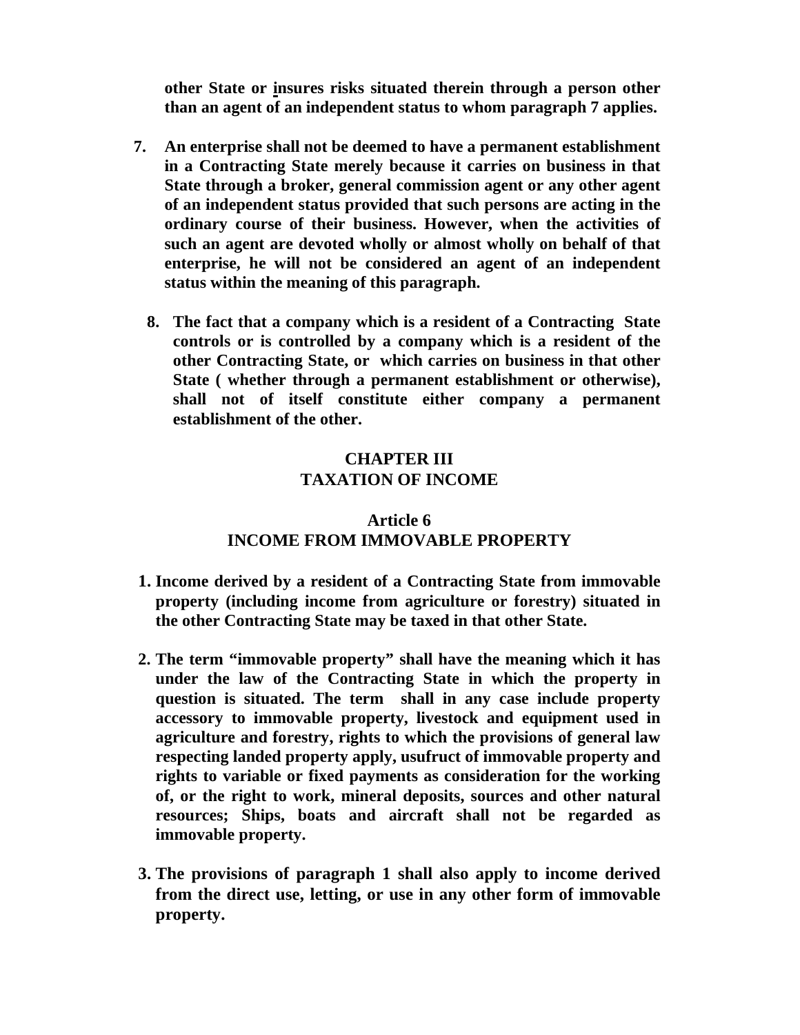**other State or insures risks situated therein through a person other than an agent of an independent status to whom paragraph 7 applies.**

7. **An enterprise shall not be deemed to have a permanent establishment in a Contracting State merely because it carries on business in that State through a broker, general commission agent or any other agent of an independent status provided that such persons are acting in the ordinary course of their business. However, when the activities of such an agent are devoted wholly or almost wholly on behalf of that enterprise, he will not be considered an agent of an independent status within the meaning of this paragraph.**

8. **The fact that a company which is a resident of a Contracting State controls or is controlled by a company which is a resident of the other Contracting State, or which carries on business in that other State ( whether through a permanent establishment or otherwise), shall not of itself constitute either company a permanent establishment of the other.**

## CHAPTER III
## TAXATION OF INCOME

### Article 6
### INCOME FROM IMMOVABLE PROPERTY

1. **Income derived by a resident of a Contracting State from immovable property (including income from agriculture or forestry) situated in the other Contracting State may be taxed in that other State.**

2. **The term "immovable property" shall have the meaning which it has under the law of the Contracting State in which the property in question is situated. The term shall in any case include property accessory to immovable property, livestock and equipment used in agriculture and forestry, rights to which the provisions of general law respecting landed property apply, usufruct of immovable property and rights to variable or fixed payments as consideration for the working of, or the right to work, mineral deposits, sources and other natural resources; Ships, boats and aircraft shall not be regarded as immovable property.**

3. **The provisions of paragraph 1 shall also apply to income derived from the direct use, letting, or use in any other form of immovable property.**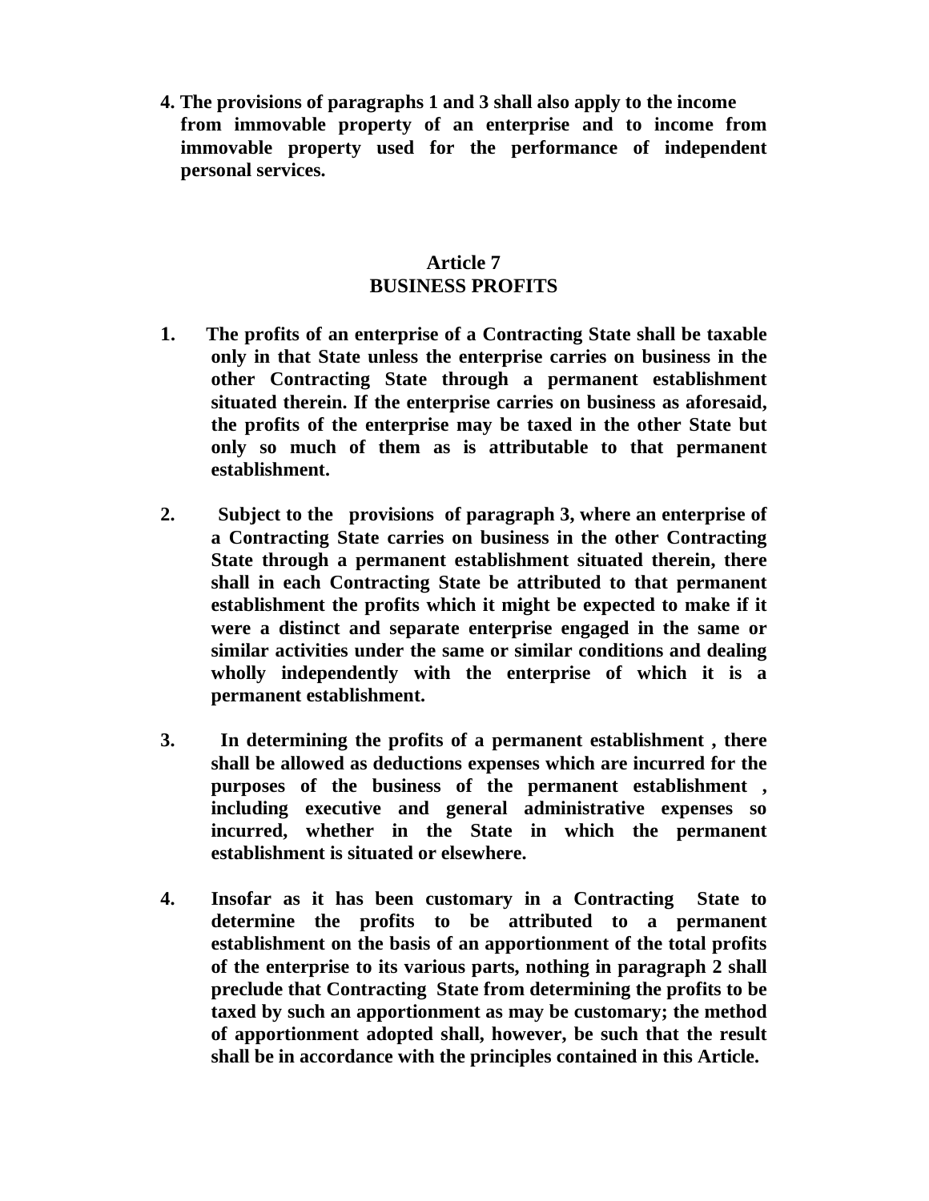**4. The provisions of paragraphs 1 and 3 shall also apply to the income from immovable property of an enterprise and to income from immovable property used for the performance of independent personal services.**

## Article 7
## BUSINESS PROFITS

**1. The profits of an enterprise of a Contracting State shall be taxable only in that State unless the enterprise carries on business in the other Contracting State through a permanent establishment situated therein. If the enterprise carries on business as aforesaid, the profits of the enterprise may be taxed in the other State but only so much of them as is attributable to that permanent establishment.**

**2. Subject to the provisions of paragraph 3, where an enterprise of a Contracting State carries on business in the other Contracting State through a permanent establishment situated therein, there shall in each Contracting State be attributed to that permanent establishment the profits which it might be expected to make if it were a distinct and separate enterprise engaged in the same or similar activities under the same or similar conditions and dealing wholly independently with the enterprise of which it is a permanent establishment.**

**3. In determining the profits of a permanent establishment , there shall be allowed as deductions expenses which are incurred for the purposes of the business of the permanent establishment , including executive and general administrative expenses so incurred, whether in the State in which the permanent establishment is situated or elsewhere.**

**4. Insofar as it has been customary in a Contracting State to determine the profits to be attributed to a permanent establishment on the basis of an apportionment of the total profits of the enterprise to its various parts, nothing in paragraph 2 shall preclude that Contracting State from determining the profits to be taxed by such an apportionment as may be customary; the method of apportionment adopted shall, however, be such that the result shall be in accordance with the principles contained in this Article.**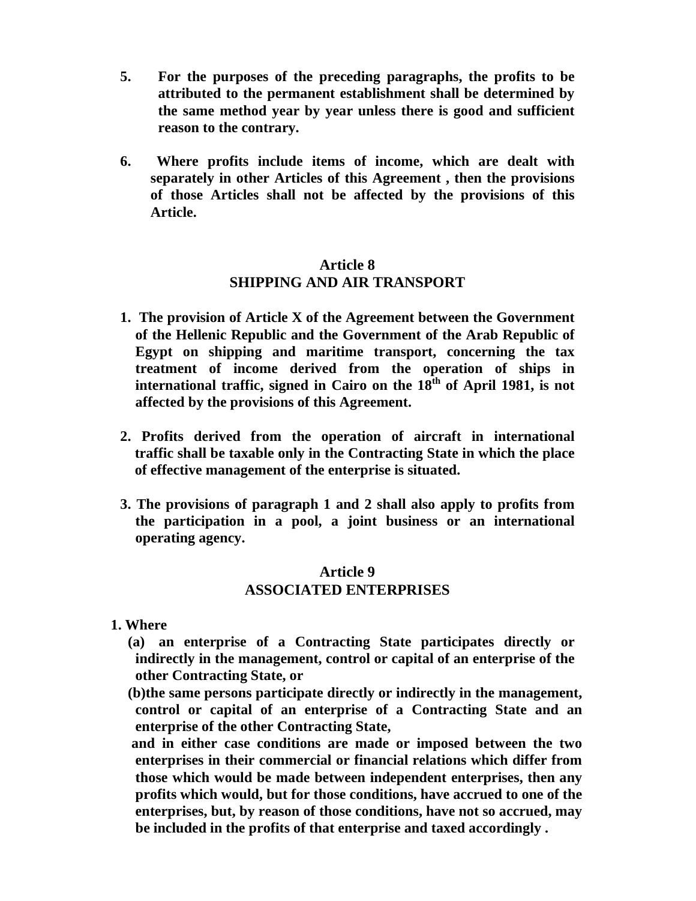5. **For the purposes of the preceding paragraphs, the profits to be attributed to the permanent establishment shall be determined by the same method year by year unless there is good and sufficient reason to the contrary.**

6. **Where profits include items of income, which are dealt with separately in other Articles of this Agreement , then the provisions of those Articles shall not be affected by the provisions of this Article.**

## Article 8
## SHIPPING AND AIR TRANSPORT

1. **The provision of Article X of the Agreement between the Government of the Hellenic Republic and the Government of the Arab Republic of Egypt on shipping and maritime transport, concerning the tax treatment of income derived from the operation of ships in international traffic, signed in Cairo on the 18th of April 1981, is not affected by the provisions of this Agreement.**

2. **Profits derived from the operation of aircraft in international traffic shall be taxable only in the Contracting State in which the place of effective management of the enterprise is situated.**

3. **The provisions of paragraph 1 and 2 shall also apply to profits from the participation in a pool, a joint business or an international operating agency.**

## Article 9
## ASSOCIATED ENTERPRISES

1. **Where**

   **(a) an enterprise of a Contracting State participates directly or indirectly in the management, control or capital of an enterprise of the other Contracting State, or**

   **(b)the same persons participate directly or indirectly in the management, control or capital of an enterprise of a Contracting State and an enterprise of the other Contracting State,**

   **and in either case conditions are made or imposed between the two enterprises in their commercial or financial relations which differ from those which would be made between independent enterprises, then any profits which would, but for those conditions, have accrued to one of the enterprises, but, by reason of those conditions, have not so accrued, may be included in the profits of that enterprise and taxed accordingly .**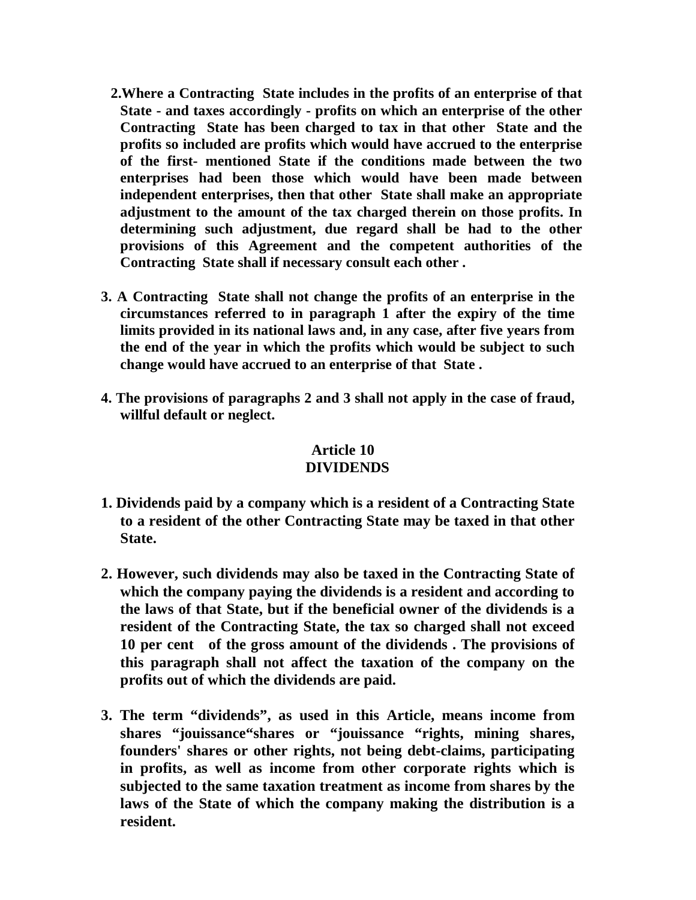2. Where a Contracting State includes in the profits of an enterprise of that State - and taxes accordingly - profits on which an enterprise of the other Contracting State has been charged to tax in that other State and the profits so included are profits which would have accrued to the enterprise of the first- mentioned State if the conditions made between the two enterprises had been those which would have been made between independent enterprises, then that other State shall make an appropriate adjustment to the amount of the tax charged therein on those profits. In determining such adjustment, due regard shall be had to the other provisions of this Agreement and the competent authorities of the Contracting State shall if necessary consult each other .

3. A Contracting State shall not change the profits of an enterprise in the circumstances referred to in paragraph 1 after the expiry of the time limits provided in its national laws and, in any case, after five years from the end of the year in which the profits which would be subject to such change would have accrued to an enterprise of that State .

4. The provisions of paragraphs 2 and 3 shall not apply in the case of fraud, willful default or neglect.

## Article 10
## DIVIDENDS

1. Dividends paid by a company which is a resident of a Contracting State to a resident of the other Contracting State may be taxed in that other State.

2. However, such dividends may also be taxed in the Contracting State of which the company paying the dividends is a resident and according to the laws of that State, but if the beneficial owner of the dividends is a resident of the Contracting State, the tax so charged shall not exceed 10 per cent of the gross amount of the dividends . The provisions of this paragraph shall not affect the taxation of the company on the profits out of which the dividends are paid.

3. The term “dividends”, as used in this Article, means income from shares “jouissance“shares or “jouissance “rights, mining shares, founders' shares or other rights, not being debt-claims, participating in profits, as well as income from other corporate rights which is subjected to the same taxation treatment as income from shares by the laws of the State of which the company making the distribution is a resident.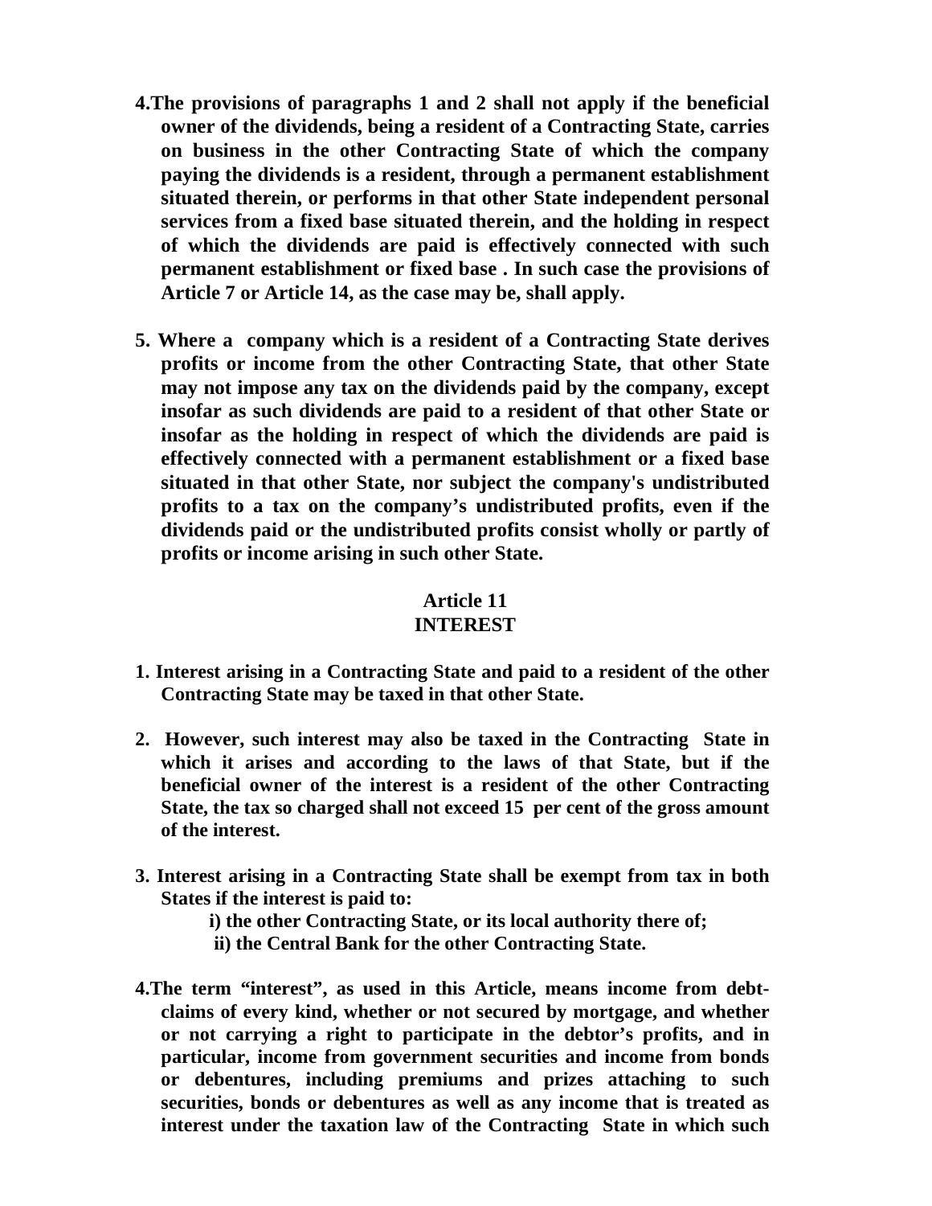**4.The provisions of paragraphs 1 and 2 shall not apply if the beneficial owner of the dividends, being a resident of a Contracting State, carries on business in the other Contracting State of which the company paying the dividends is a resident, through a permanent establishment situated therein, or performs in that other State independent personal services from a fixed base situated therein, and the holding in respect of which the dividends are paid is effectively connected with such permanent establishment or fixed base . In such case the provisions of Article 7 or Article 14, as the case may be, shall apply.**

**5. Where a company which is a resident of a Contracting State derives profits or income from the other Contracting State, that other State may not impose any tax on the dividends paid by the company, except insofar as such dividends are paid to a resident of that other State or insofar as the holding in respect of which the dividends are paid is effectively connected with a permanent establishment or a fixed base situated in that other State, nor subject the company's undistributed profits to a tax on the company's undistributed profits, even if the dividends paid or the undistributed profits consist wholly or partly of profits or income arising in such other State.**

## Article 11
## INTEREST

**1. Interest arising in a Contracting State and paid to a resident of the other Contracting State may be taxed in that other State.**

**2. However, such interest may also be taxed in the Contracting State in which it arises and according to the laws of that State, but if the beneficial owner of the interest is a resident of the other Contracting State, the tax so charged shall not exceed 15 per cent of the gross amount of the interest.**

**3. Interest arising in a Contracting State shall be exempt from tax in both States if the interest is paid to:**

**i) the other Contracting State, or its local authority there of;**

**ii) the Central Bank for the other Contracting State.**

**4.The term "interest", as used in this Article, means income from debt-claims of every kind, whether or not secured by mortgage, and whether or not carrying a right to participate in the debtor's profits, and in particular, income from government securities and income from bonds or debentures, including premiums and prizes attaching to such securities, bonds or debentures as well as any income that is treated as interest under the taxation law of the Contracting State in which such**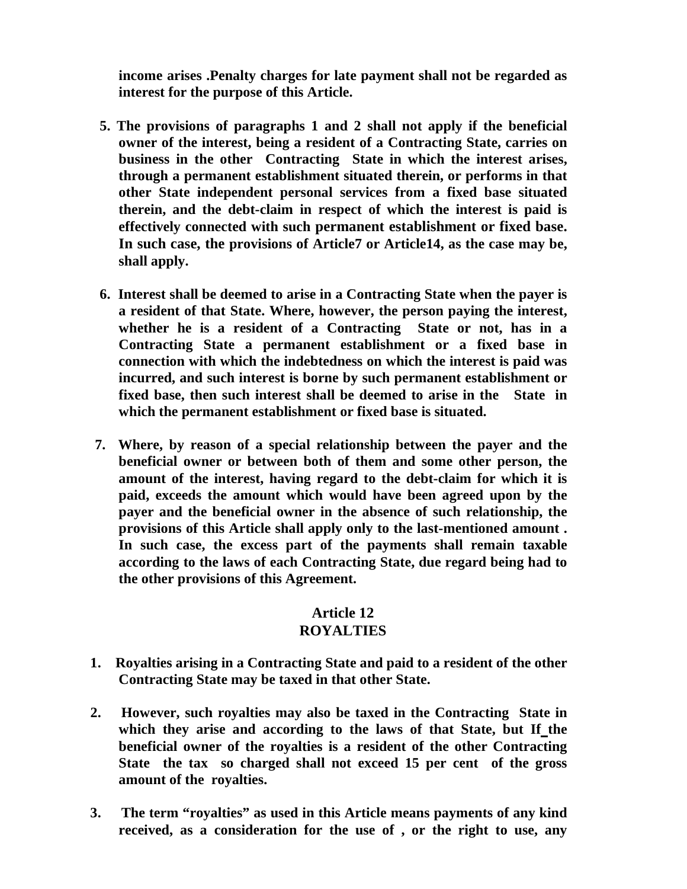**income arises .Penalty charges for late payment shall not be regarded as interest for the purpose of this Article.**

5. **The provisions of paragraphs 1 and 2 shall not apply if the beneficial owner of the interest, being a resident of a Contracting State, carries on business in the other Contracting State in which the interest arises, through a permanent establishment situated therein, or performs in that other State independent personal services from a fixed base situated therein, and the debt-claim in respect of which the interest is paid is effectively connected with such permanent establishment or fixed base. In such case, the provisions of Article7 or Article14, as the case may be, shall apply.**

6. **Interest shall be deemed to arise in a Contracting State when the payer is a resident of that State. Where, however, the person paying the interest, whether he is a resident of a Contracting State or not, has in a Contracting State a permanent establishment or a fixed base in connection with which the indebtedness on which the interest is paid was incurred, and such interest is borne by such permanent establishment or fixed base, then such interest shall be deemed to arise in the State in which the permanent establishment or fixed base is situated.**

7. **Where, by reason of a special relationship between the payer and the beneficial owner or between both of them and some other person, the amount of the interest, having regard to the debt-claim for which it is paid, exceeds the amount which would have been agreed upon by the payer and the beneficial owner in the absence of such relationship, the provisions of this Article shall apply only to the last-mentioned amount . In such case, the excess part of the payments shall remain taxable according to the laws of each Contracting State, due regard being had to the other provisions of this Agreement.**

## Article 12
## ROYALTIES

1. **Royalties arising in a Contracting State and paid to a resident of the other Contracting State may be taxed in that other State.**

2. **However, such royalties may also be taxed in the Contracting State in which they arise and according to the laws of that State, but If the beneficial owner of the royalties is a resident of the other Contracting State the tax so charged shall not exceed 15 per cent of the gross amount of the royalties.**

3. **The term "royalties" as used in this Article means payments of any kind received, as a consideration for the use of , or the right to use, any**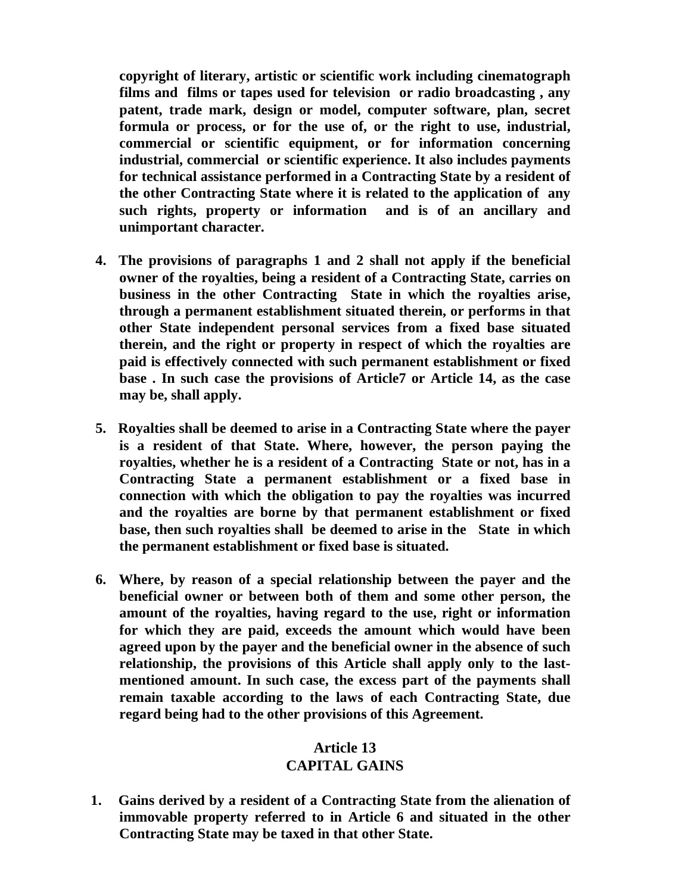**copyright of literary, artistic or scientific work including cinematograph films and films or tapes used for television or radio broadcasting , any patent, trade mark, design or model, computer software, plan, secret formula or process, or for the use of, or the right to use, industrial, commercial or scientific equipment, or for information concerning industrial, commercial or scientific experience. It also includes payments for technical assistance performed in a Contracting State by a resident of the other Contracting State where it is related to the application of any such rights, property or information and is of an ancillary and unimportant character.**

4. **The provisions of paragraphs 1 and 2 shall not apply if the beneficial owner of the royalties, being a resident of a Contracting State, carries on business in the other Contracting State in which the royalties arise, through a permanent establishment situated therein, or performs in that other State independent personal services from a fixed base situated therein, and the right or property in respect of which the royalties are paid is effectively connected with such permanent establishment or fixed base . In such case the provisions of Article7 or Article 14, as the case may be, shall apply.**

5. **Royalties shall be deemed to arise in a Contracting State where the payer is a resident of that State. Where, however, the person paying the royalties, whether he is a resident of a Contracting State or not, has in a Contracting State a permanent establishment or a fixed base in connection with which the obligation to pay the royalties was incurred and the royalties are borne by that permanent establishment or fixed base, then such royalties shall be deemed to arise in the State in which the permanent establishment or fixed base is situated.**

6. **Where, by reason of a special relationship between the payer and the beneficial owner or between both of them and some other person, the amount of the royalties, having regard to the use, right or information for which they are paid, exceeds the amount which would have been agreed upon by the payer and the beneficial owner in the absence of such relationship, the provisions of this Article shall apply only to the last-mentioned amount. In such case, the excess part of the payments shall remain taxable according to the laws of each Contracting State, due regard being had to the other provisions of this Agreement.**

## Article 13
## CAPITAL GAINS

1. **Gains derived by a resident of a Contracting State from the alienation of immovable property referred to in Article 6 and situated in the other Contracting State may be taxed in that other State.**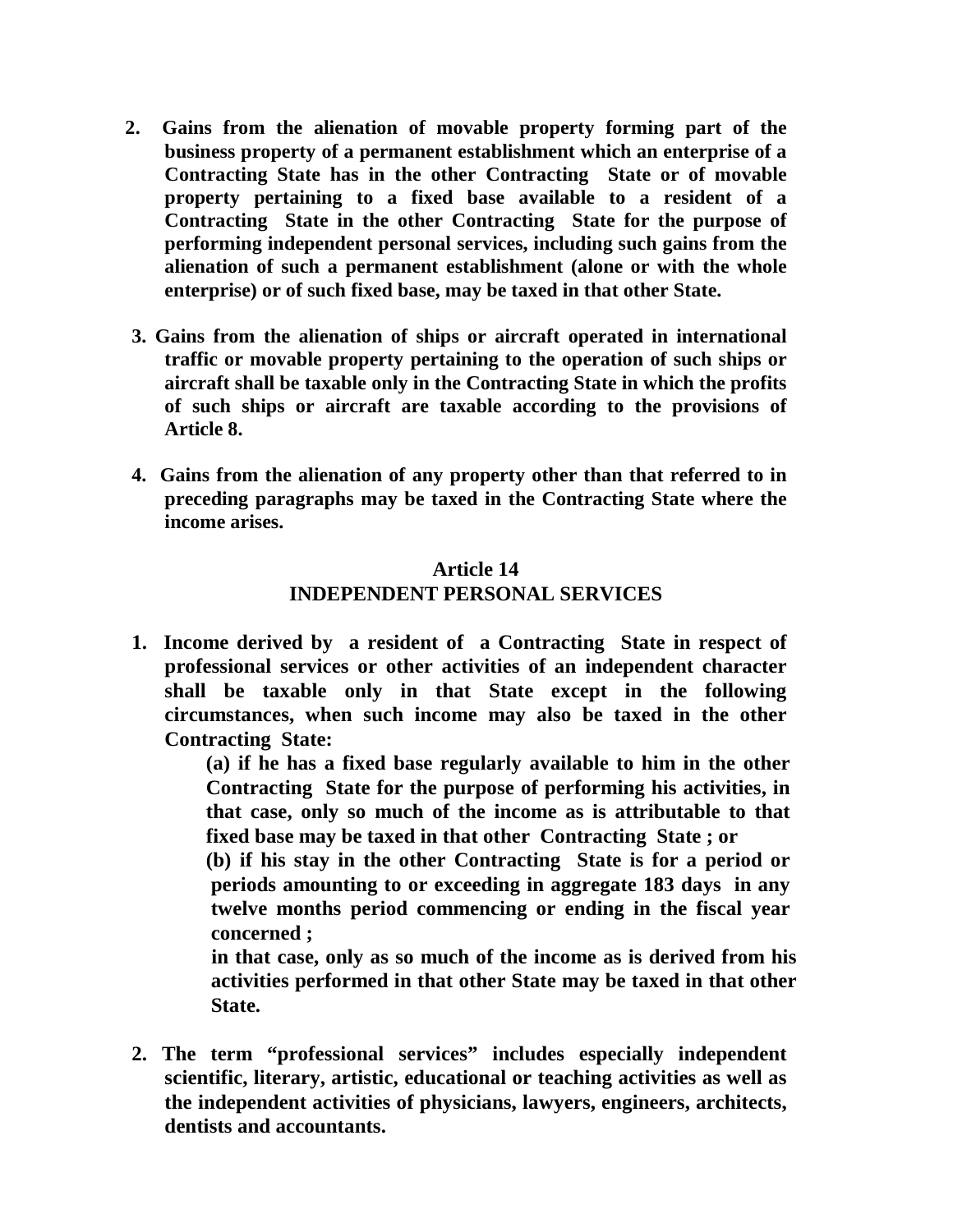**2. Gains from the alienation of movable property forming part of the business property of a permanent establishment which an enterprise of a Contracting State has in the other Contracting State or of movable property pertaining to a fixed base available to a resident of a Contracting State in the other Contracting State for the purpose of performing independent personal services, including such gains from the alienation of such a permanent establishment (alone or with the whole enterprise) or of such fixed base, may be taxed in that other State.**

**3. Gains from the alienation of ships or aircraft operated in international traffic or movable property pertaining to the operation of such ships or aircraft shall be taxable only in the Contracting State in which the profits of such ships or aircraft are taxable according to the provisions of Article 8.**

**4. Gains from the alienation of any property other than that referred to in preceding paragraphs may be taxed in the Contracting State where the income arises.**

## Article 14
## INDEPENDENT PERSONAL SERVICES

**1. Income derived by a resident of a Contracting State in respect of professional services or other activities of an independent character shall be taxable only in that State except in the following circumstances, when such income may also be taxed in the other Contracting State:**

**(a) if he has a fixed base regularly available to him in the other Contracting State for the purpose of performing his activities, in that case, only so much of the income as is attributable to that fixed base may be taxed in that other Contracting State ; or**

**(b) if his stay in the other Contracting State is for a period or periods amounting to or exceeding in aggregate 183 days in any twelve months period commencing or ending in the fiscal year concerned ;**

**in that case, only as so much of the income as is derived from his activities performed in that other State may be taxed in that other State.**

**2. The term "professional services" includes especially independent scientific, literary, artistic, educational or teaching activities as well as the independent activities of physicians, lawyers, engineers, architects, dentists and accountants.**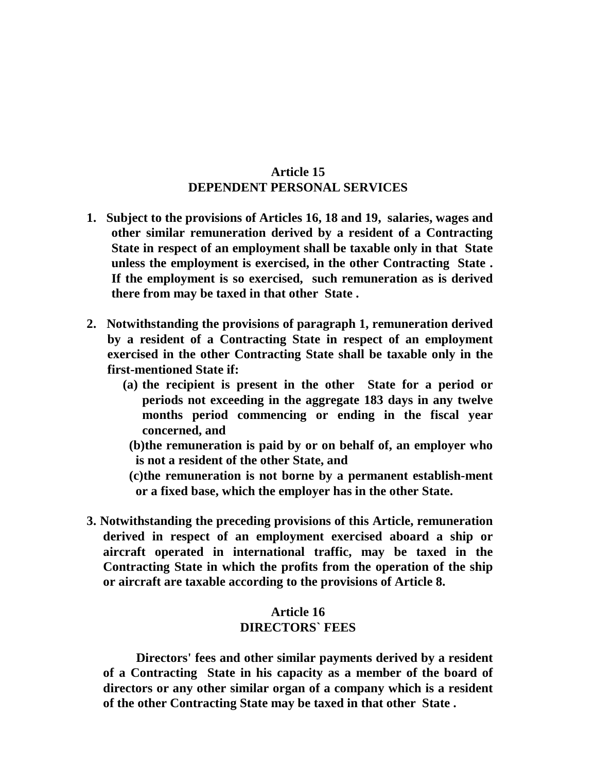## Article 15
## DEPENDENT PERSONAL SERVICES

1. Subject to the provisions of Articles 16, 18 and 19, salaries, wages and other similar remuneration derived by a resident of a Contracting State in respect of an employment shall be taxable only in that State unless the employment is exercised, in the other Contracting State . If the employment is so exercised, such remuneration as is derived there from may be taxed in that other State .

2. Notwithstanding the provisions of paragraph 1, remuneration derived by a resident of a Contracting State in respect of an employment exercised in the other Contracting State shall be taxable only in the first-mentioned State if:
   (a) the recipient is present in the other State for a period or periods not exceeding in the aggregate 183 days in any twelve months period commencing or ending in the fiscal year concerned, and
   (b)the remuneration is paid by or on behalf of, an employer who is not a resident of the other State, and
   (c)the remuneration is not borne by a permanent establish-ment or a fixed base, which the employer has in the other State.

3. Notwithstanding the preceding provisions of this Article, remuneration derived in respect of an employment exercised aboard a ship or aircraft operated in international traffic, may be taxed in the Contracting State in which the profits from the operation of the ship or aircraft are taxable according to the provisions of Article 8.

## Article 16
## DIRECTORS` FEES

Directors' fees and other similar payments derived by a resident of a Contracting State in his capacity as a member of the board of directors or any other similar organ of a company which is a resident of the other Contracting State may be taxed in that other State .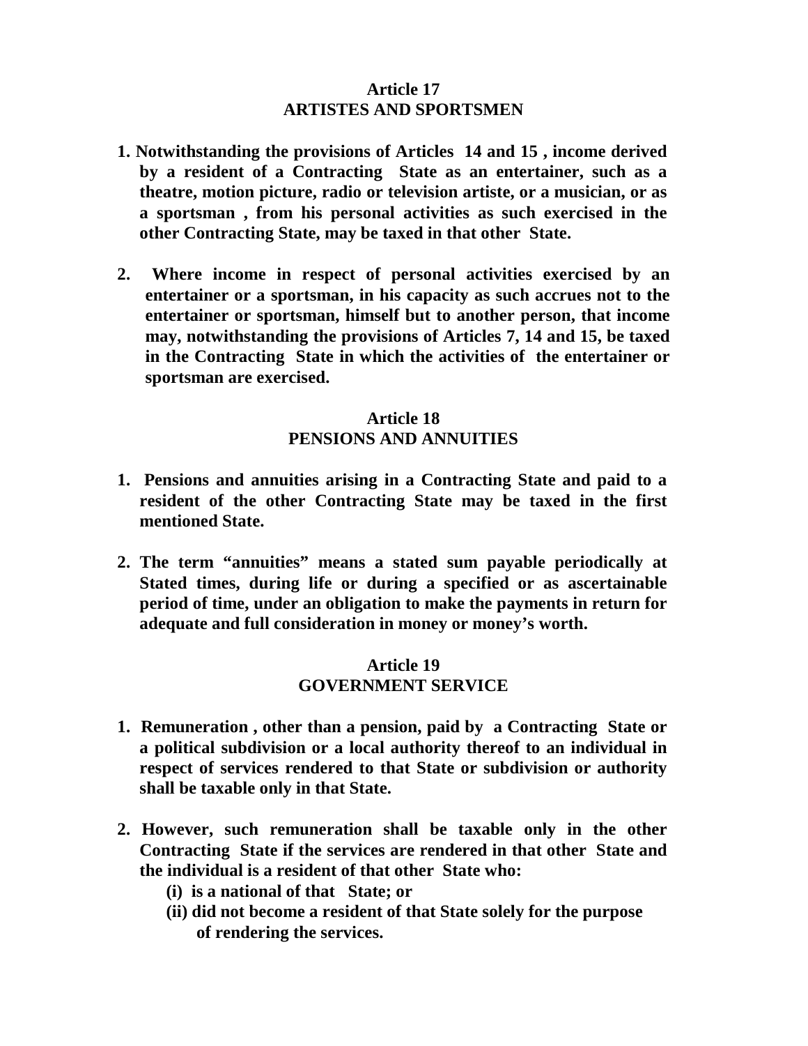**Article 17**
**ARTISTES AND SPORTSMEN**

1. **Notwithstanding the provisions of Articles 14 and 15 , income derived by a resident of a Contracting State as an entertainer, such as a theatre, motion picture, radio or television artiste, or a musician, or as a sportsman , from his personal activities as such exercised in the other Contracting State, may be taxed in that other State.**

2. **Where income in respect of personal activities exercised by an entertainer or a sportsman, in his capacity as such accrues not to the entertainer or sportsman, himself but to another person, that income may, notwithstanding the provisions of Articles 7, 14 and 15, be taxed in the Contracting State in which the activities of the entertainer or sportsman are exercised.**

**Article 18**
**PENSIONS AND ANNUITIES**

1. **Pensions and annuities arising in a Contracting State and paid to a resident of the other Contracting State may be taxed in the first mentioned State.**

2. **The term “annuities” means a stated sum payable periodically at Stated times, during life or during a specified or as ascertainable period of time, under an obligation to make the payments in return for adequate and full consideration in money or money’s worth.**

**Article 19**
**GOVERNMENT SERVICE**

1. **Remuneration , other than a pension, paid by a Contracting State or a political subdivision or a local authority thereof to an individual in respect of services rendered to that State or subdivision or authority shall be taxable only in that State.**

2. **However, such remuneration shall be taxable only in the other Contracting State if the services are rendered in that other State and the individual is a resident of that other State who:**
   **(i) is a national of that State; or**
   **(ii) did not become a resident of that State solely for the purpose of rendering the services.**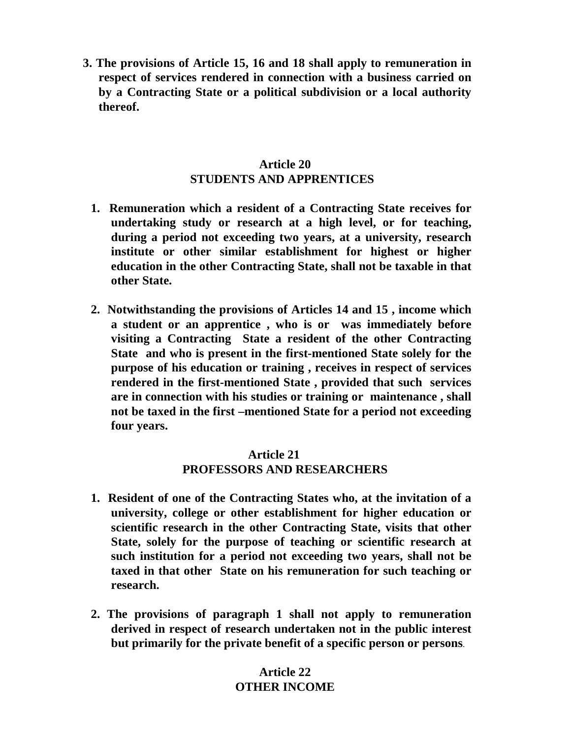3. **The provisions of Article 15, 16 and 18 shall apply to remuneration in respect of services rendered in connection with a business carried on by a Contracting State or a political subdivision or a local authority thereof.**

## Article 20
## STUDENTS AND APPRENTICES

1. **Remuneration which a resident of a Contracting State receives for undertaking study or research at a high level, or for teaching, during a period not exceeding two years, at a university, research institute or other similar establishment for highest or higher education in the other Contracting State, shall not be taxable in that other State.**

2. **Notwithstanding the provisions of Articles 14 and 15 , income which a student or an apprentice , who is or was immediately before visiting a Contracting State a resident of the other Contracting State and who is present in the first-mentioned State solely for the purpose of his education or training , receives in respect of services rendered in the first-mentioned State , provided that such services are in connection with his studies or training or maintenance , shall not be taxed in the first –mentioned State for a period not exceeding four years.**

## Article 21
## PROFESSORS AND RESEARCHERS

1. **Resident of one of the Contracting States who, at the invitation of a university, college or other establishment for higher education or scientific research in the other Contracting State, visits that other State, solely for the purpose of teaching or scientific research at such institution for a period not exceeding two years, shall not be taxed in that other State on his remuneration for such teaching or research.**

2. **The provisions of paragraph 1 shall not apply to remuneration derived in respect of research undertaken not in the public interest but primarily for the private benefit of a specific person or persons**.

## Article 22
## OTHER INCOME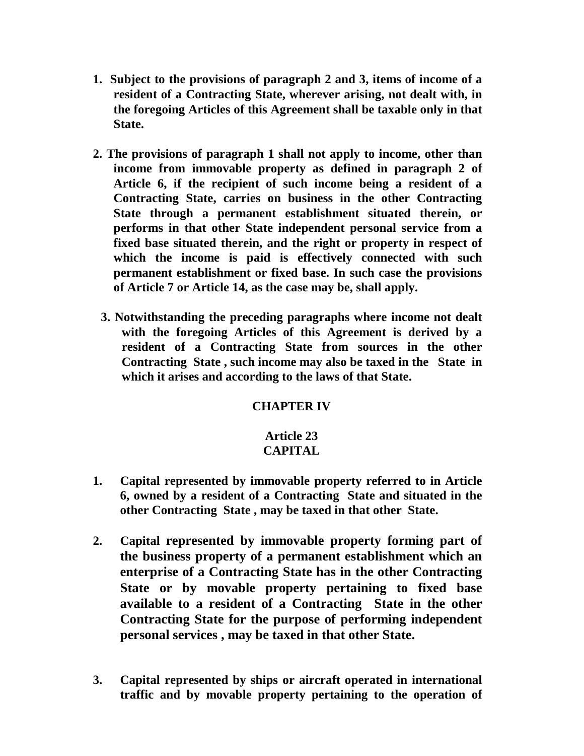1. **Subject to the provisions of paragraph 2 and 3, items of income of a resident of a Contracting State, wherever arising, not dealt with, in the foregoing Articles of this Agreement shall be taxable only in that State.**

2. **The provisions of paragraph 1 shall not apply to income, other than income from immovable property as defined in paragraph 2 of Article 6, if the recipient of such income being a resident of a Contracting State, carries on business in the other Contracting State through a permanent establishment situated therein, or performs in that other State independent personal service from a fixed base situated therein, and the right or property in respect of which the income is paid is effectively connected with such permanent establishment or fixed base. In such case the provisions of Article 7 or Article 14, as the case may be, shall apply.**

3. **Notwithstanding the preceding paragraphs where income not dealt with the foregoing Articles of this Agreement is derived by a resident of a Contracting State from sources in the other Contracting State , such income may also be taxed in the State in which it arises and according to the laws of that State.**

## CHAPTER IV

### Article 23
### CAPITAL

1. **Capital represented by immovable property referred to in Article 6, owned by a resident of a Contracting State and situated in the other Contracting State , may be taxed in that other State.**

2. **Capital represented by immovable property forming part of the business property of a permanent establishment which an enterprise of a Contracting State has in the other Contracting State or by movable property pertaining to fixed base available to a resident of a Contracting State in the other Contracting State for the purpose of performing independent personal services , may be taxed in that other State.**

3. **Capital represented by ships or aircraft operated in international traffic and by movable property pertaining to the operation of**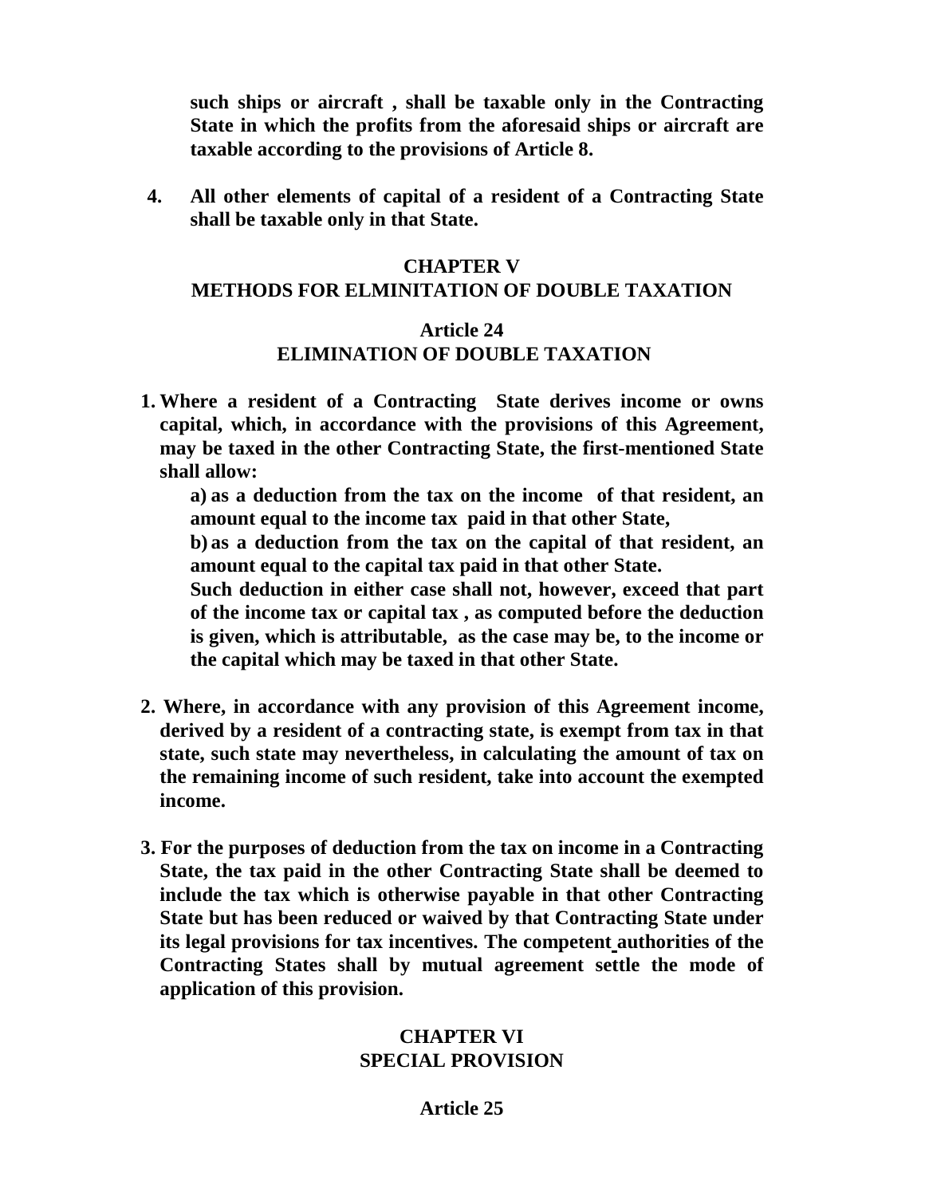**such ships or aircraft , shall be taxable only in the Contracting State in which the profits from the aforesaid ships or aircraft are taxable according to the provisions of Article 8.**

**4. All other elements of capital of a resident of a Contracting State shall be taxable only in that State.**

## CHAPTER V
## METHODS FOR ELMINITATION OF DOUBLE TAXATION

### Article 24
### ELIMINATION OF DOUBLE TAXATION

**1. Where a resident of a Contracting State derives income or owns capital, which, in accordance with the provisions of this Agreement, may be taxed in the other Contracting State, the first-mentioned State shall allow:**

**a) as a deduction from the tax on the income of that resident, an amount equal to the income tax paid in that other State,**

**b) as a deduction from the tax on the capital of that resident, an amount equal to the capital tax paid in that other State.**

**Such deduction in either case shall not, however, exceed that part of the income tax or capital tax , as computed before the deduction is given, which is attributable, as the case may be, to the income or the capital which may be taxed in that other State.**

**2. Where, in accordance with any provision of this Agreement income, derived by a resident of a contracting state, is exempt from tax in that state, such state may nevertheless, in calculating the amount of tax on the remaining income of such resident, take into account the exempted income.**

**3. For the purposes of deduction from the tax on income in a Contracting State, the tax paid in the other Contracting State shall be deemed to include the tax which is otherwise payable in that other Contracting State but has been reduced or waived by that Contracting State under its legal provisions for tax incentives. The competent authorities of the Contracting States shall by mutual agreement settle the mode of application of this provision.**

## CHAPTER VI
## SPECIAL PROVISION

### Article 25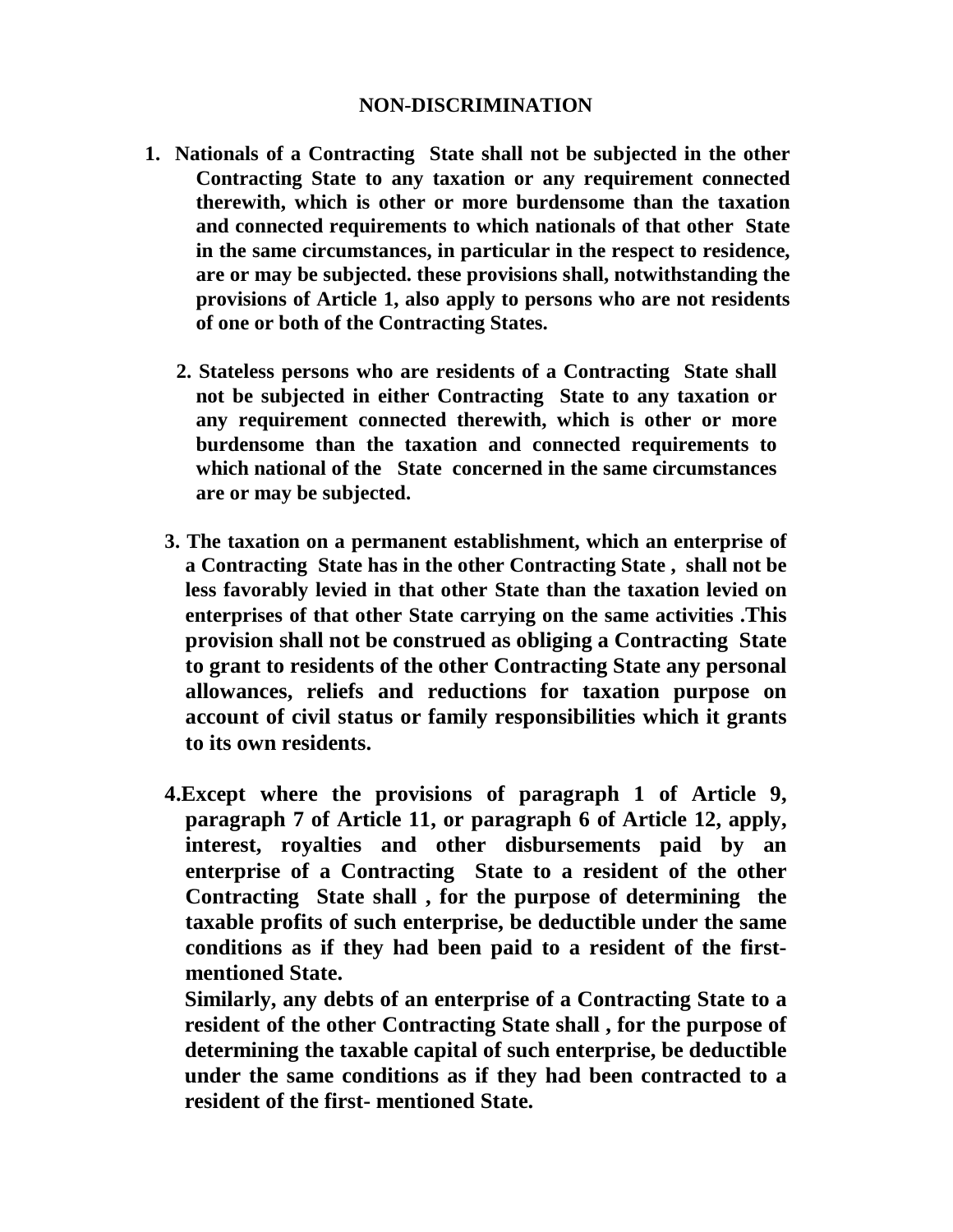**NON-DISCRIMINATION**

1. **Nationals of a Contracting State shall not be subjected in the other Contracting State to any taxation or any requirement connected therewith, which is other or more burdensome than the taxation and connected requirements to which nationals of that other State in the same circumstances, in particular in the respect to residence, are or may be subjected. these provisions shall, notwithstanding the provisions of Article 1, also apply to persons who are not residents of one or both of the Contracting States.**

2. **Stateless persons who are residents of a Contracting State shall not be subjected in either Contracting State to any taxation or any requirement connected therewith, which is other or more burdensome than the taxation and connected requirements to which national of the State concerned in the same circumstances are or may be subjected.**

3. **The taxation on a permanent establishment, which an enterprise of a Contracting State has in the other Contracting State , shall not be less favorably levied in that other State than the taxation levied on enterprises of that other State carrying on the same activities .This provision shall not be construed as obliging a Contracting State to grant to residents of the other Contracting State any personal allowances, reliefs and reductions for taxation purpose on account of civil status or family responsibilities which it grants to its own residents.**

4. **Except where the provisions of paragraph 1 of Article 9, paragraph 7 of Article 11, or paragraph 6 of Article 12, apply, interest, royalties and other disbursements paid by an enterprise of a Contracting State to a resident of the other Contracting State shall , for the purpose of determining the taxable profits of such enterprise, be deductible under the same conditions as if they had been paid to a resident of the first-mentioned State.**

   **Similarly, any debts of an enterprise of a Contracting State to a resident of the other Contracting State shall , for the purpose of determining the taxable capital of such enterprise, be deductible under the same conditions as if they had been contracted to a resident of the first- mentioned State.**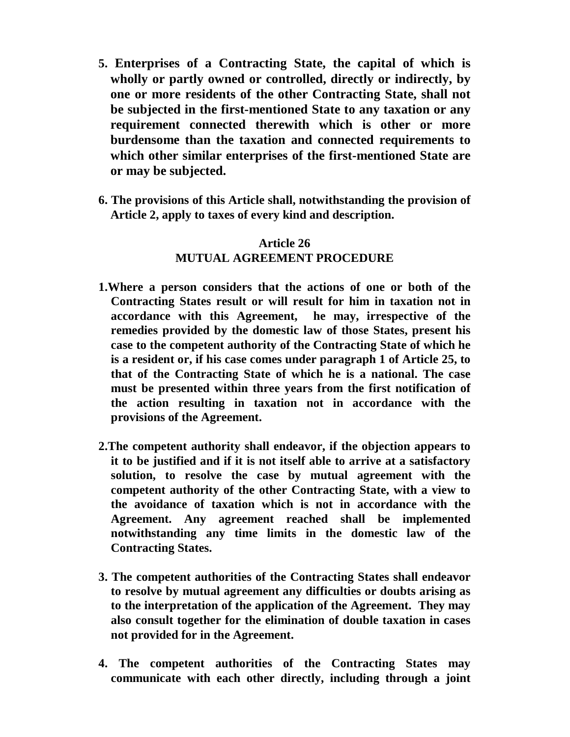**5. Enterprises of a Contracting State, the capital of which is wholly or partly owned or controlled, directly or indirectly, by one or more residents of the other Contracting State, shall not be subjected in the first-mentioned State to any taxation or any requirement connected therewith which is other or more burdensome than the taxation and connected requirements to which other similar enterprises of the first-mentioned State are or may be subjected.**

**6. The provisions of this Article shall, notwithstanding the provision of Article 2, apply to taxes of every kind and description.**

## Article 26
## MUTUAL AGREEMENT PROCEDURE

**1. Where a person considers that the actions of one or both of the Contracting States result or will result for him in taxation not in accordance with this Agreement, he may, irrespective of the remedies provided by the domestic law of those States, present his case to the competent authority of the Contracting State of which he is a resident or, if his case comes under paragraph 1 of Article 25, to that of the Contracting State of which he is a national. The case must be presented within three years from the first notification of the action resulting in taxation not in accordance with the provisions of the Agreement.**

**2. The competent authority shall endeavor, if the objection appears to it to be justified and if it is not itself able to arrive at a satisfactory solution, to resolve the case by mutual agreement with the competent authority of the other Contracting State, with a view to the avoidance of taxation which is not in accordance with the Agreement. Any agreement reached shall be implemented notwithstanding any time limits in the domestic law of the Contracting States.**

**3. The competent authorities of the Contracting States shall endeavor to resolve by mutual agreement any difficulties or doubts arising as to the interpretation of the application of the Agreement. They may also consult together for the elimination of double taxation in cases not provided for in the Agreement.**

**4. The competent authorities of the Contracting States may communicate with each other directly, including through a joint**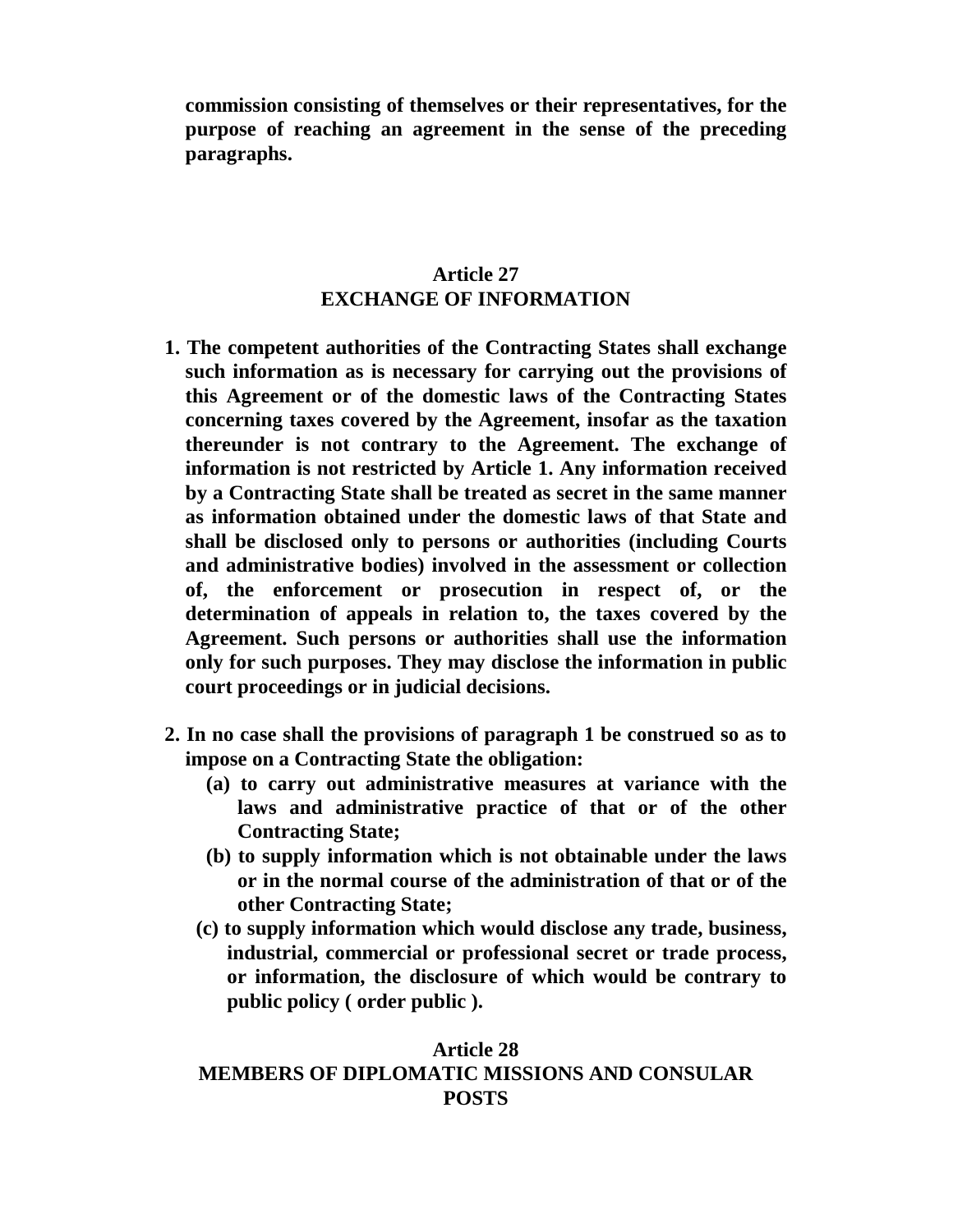**commission consisting of themselves or their representatives, for the purpose of reaching an agreement in the sense of the preceding paragraphs.**

## Article 27
## EXCHANGE OF INFORMATION

1. **The competent authorities of the Contracting States shall exchange such information as is necessary for carrying out the provisions of this Agreement or of the domestic laws of the Contracting States concerning taxes covered by the Agreement, insofar as the taxation thereunder is not contrary to the Agreement. The exchange of information is not restricted by Article 1. Any information received by a Contracting State shall be treated as secret in the same manner as information obtained under the domestic laws of that State and shall be disclosed only to persons or authorities (including Courts and administrative bodies) involved in the assessment or collection of, the enforcement or prosecution in respect of, or the determination of appeals in relation to, the taxes covered by the Agreement. Such persons or authorities shall use the information only for such purposes. They may disclose the information in public court proceedings or in judicial decisions.**

2. **In no case shall the provisions of paragraph 1 be construed so as to impose on a Contracting State the obligation:**
   - **(a) to carry out administrative measures at variance with the laws and administrative practice of that or of the other Contracting State;**
   - **(b) to supply information which is not obtainable under the laws or in the normal course of the administration of that or of the other Contracting State;**
   - **(c) to supply information which would disclose any trade, business, industrial, commercial or professional secret or trade process, or information, the disclosure of which would be contrary to public policy ( order public ).**

## Article 28
## MEMBERS OF DIPLOMATIC MISSIONS AND CONSULAR POSTS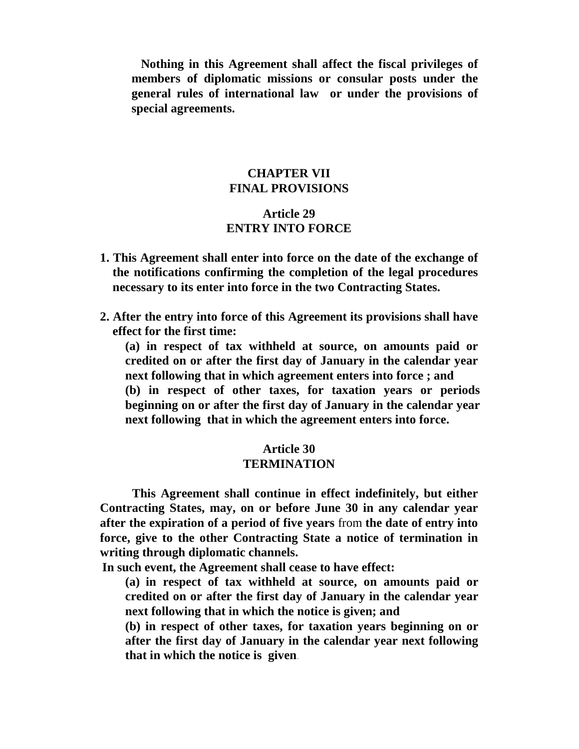**Nothing in this Agreement shall affect the fiscal privileges of members of diplomatic missions or consular posts under the general rules of international law or under the provisions of special agreements.**

## CHAPTER VII
## FINAL PROVISIONS

### Article 29
### ENTRY INTO FORCE

1. **This Agreement shall enter into force on the date of the exchange of the notifications confirming the completion of the legal procedures necessary to its enter into force in the two Contracting States.**

2. **After the entry into force of this Agreement its provisions shall have effect for the first time:**

   **(a) in respect of tax withheld at source, on amounts paid or credited on or after the first day of January in the calendar year next following that in which agreement enters into force ; and**

   **(b) in respect of other taxes, for taxation years or periods beginning on or after the first day of January in the calendar year next following that in which the agreement enters into force.**

### Article 30
### TERMINATION

**This Agreement shall continue in effect indefinitely, but either Contracting States, may, on or before June 30 in any calendar year after the expiration of a period of five years** from **the date of entry into force, give to the other Contracting State a notice of termination in writing through diplomatic channels.**

**In such event, the Agreement shall cease to have effect:**

**(a) in respect of tax withheld at source, on amounts paid or credited on or after the first day of January in the calendar year next following that in which the notice is given; and**

**(b) in respect of other taxes, for taxation years beginning on or after the first day of January in the calendar year next following that in which the notice is given**.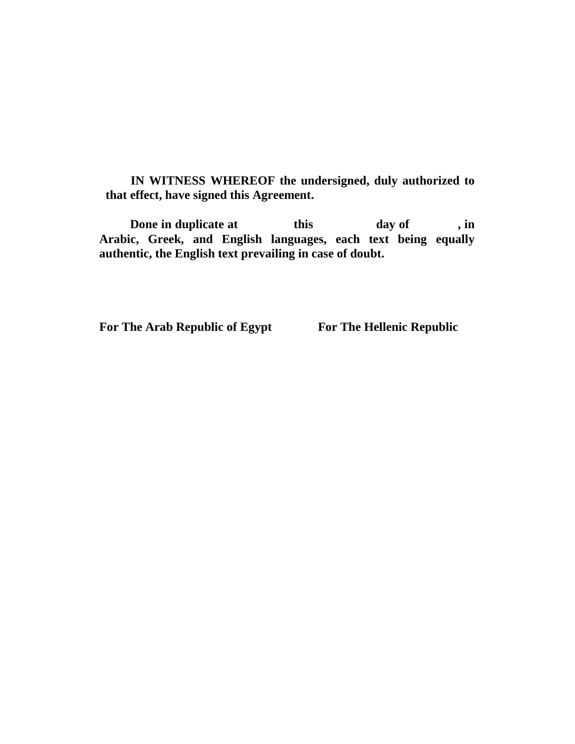**IN WITNESS WHEREOF the undersigned, duly authorized to that effect, have signed this Agreement.**

**Done in duplicate at this day of , in Arabic, Greek, and English languages, each text being equally authentic, the English text prevailing in case of doubt.**

| | |
|---|---|
| **For The Arab Republic of Egypt** | **For The Hellenic Republic** |